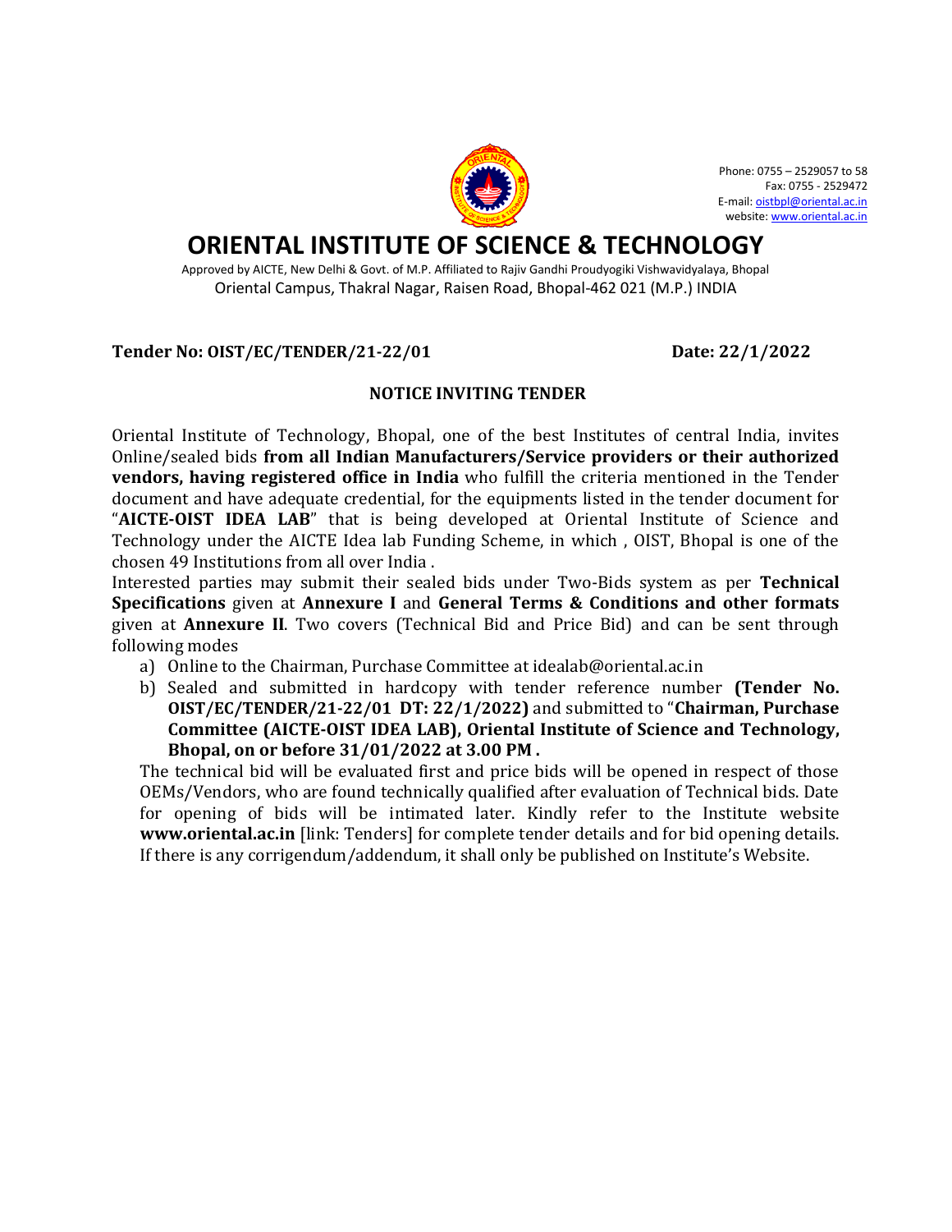Phone: 0755 – 2529057 to 58
Fax: 0755 - 2529472
E-mail: oistbpl@oriental.ac.in
website: www.oriental.ac.in

# ORIENTAL INSTITUTE OF SCIENCE & TECHNOLOGY

Approved by AICTE, New Delhi & Govt. of M.P. Affiliated to Rajiv Gandhi Proudyogiki Vishwavidyalaya, Bhopal
Oriental Campus, Thakral Nagar, Raisen Road, Bhopal-462 021 (M.P.) INDIA

**Tender No: OIST/EC/TENDER/21-22/01** **Date: 22/1/2022**

## NOTICE INVITING TENDER

Oriental Institute of Technology, Bhopal, one of the best Institutes of central India, invites Online/sealed bids **from all Indian Manufacturers/Service providers or their authorized vendors, having registered office in India** who fulfill the criteria mentioned in the Tender document and have adequate credential, for the equipments listed in the tender document for "**AICTE-OIST IDEA LAB**" that is being developed at Oriental Institute of Science and Technology under the AICTE Idea lab Funding Scheme, in which , OIST, Bhopal is one of the chosen 49 Institutions from all over India .

Interested parties may submit their sealed bids under Two-Bids system as per **Technical Specifications** given at **Annexure I** and **General Terms & Conditions and other formats** given at **Annexure II**. Two covers (Technical Bid and Price Bid) and can be sent through following modes

a) Online to the Chairman, Purchase Committee at idealab@oriental.ac.in
b) Sealed and submitted in hardcopy with tender reference number **(Tender No. OIST/EC/TENDER/21-22/01 DT: 22/1/2022)** and submitted to "**Chairman, Purchase Committee (AICTE-OIST IDEA LAB), Oriental Institute of Science and Technology, Bhopal, on or before 31/01/2022 at 3.00 PM .**

The technical bid will be evaluated first and price bids will be opened in respect of those OEMs/Vendors, who are found technically qualified after evaluation of Technical bids. Date for opening of bids will be intimated later. Kindly refer to the Institute website **www.oriental.ac.in** [link: Tenders] for complete tender details and for bid opening details. If there is any corrigendum/addendum, it shall only be published on Institute's Website.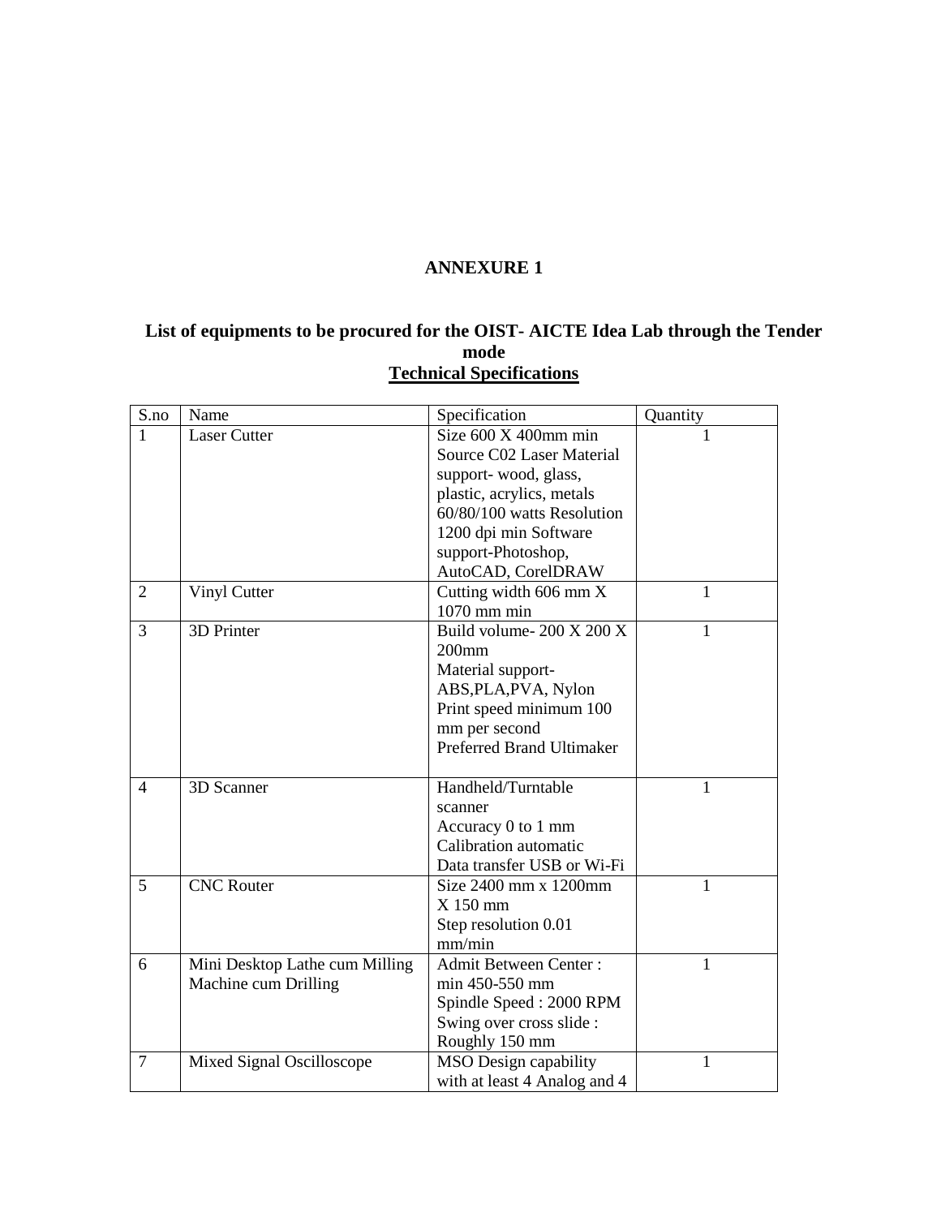## ANNEXURE 1

**List of equipments to be procured for the OIST- AICTE Idea Lab through the Tender mode**

**Technical Specifications**

| S.no | Name | Specification | Quantity |
|---|---|---|---|
| 1 | Laser Cutter | Size 600 X 400mm min Source C02 Laser Material support- wood, glass, plastic, acrylics, metals 60/80/100 watts Resolution 1200 dpi min Software support-Photoshop, AutoCAD, CorelDRAW | 1 |
| 2 | Vinyl Cutter | Cutting width 606 mm X 1070 mm min | 1 |
| 3 | 3D Printer | Build volume- 200 X 200 X 200mm<br>Material support- ABS,PLA,PVA, Nylon<br>Print speed minimum 100 mm per second<br>Preferred Brand Ultimaker | 1 |
| 4 | 3D Scanner | Handheld/Turntable scanner<br>Accuracy 0 to 1 mm<br>Calibration automatic<br>Data transfer USB or Wi-Fi | 1 |
| 5 | CNC Router | Size 2400 mm x 1200mm X 150 mm<br>Step resolution 0.01 mm/min | 1 |
| 6 | Mini Desktop Lathe cum Milling Machine cum Drilling | Admit Between Center : min 450-550 mm<br>Spindle Speed : 2000 RPM<br>Swing over cross slide : Roughly 150 mm | 1 |
| 7 | Mixed Signal Oscilloscope | MSO Design capability with at least 4 Analog and 4 | 1 |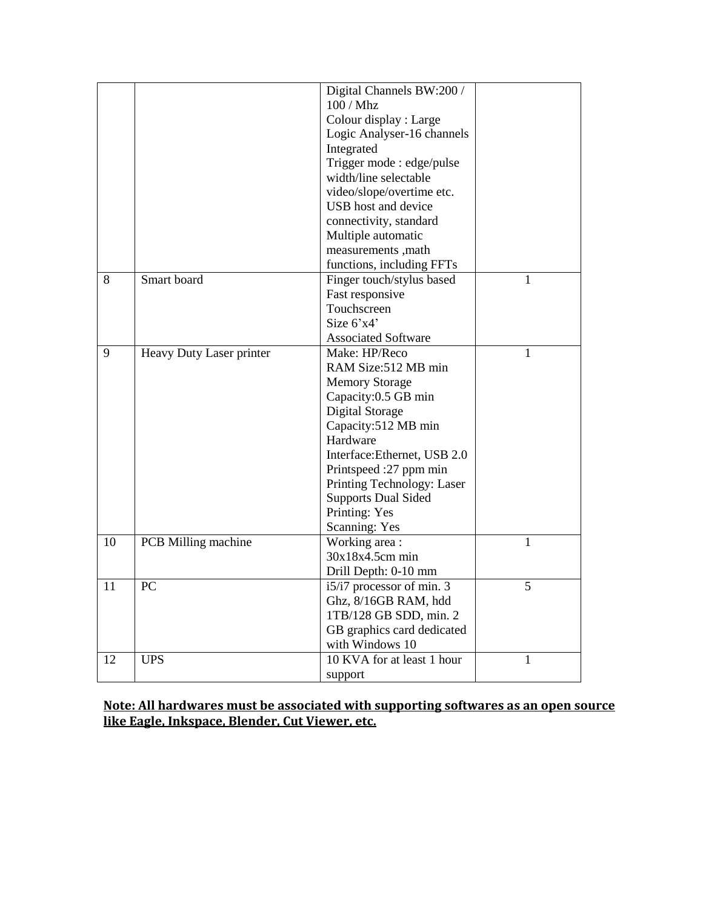| | | | |
|---|---|---|---|
| | | Digital Channels BW:200 / 100 / Mhz<br>Colour display : Large<br>Logic Analyser-16 channels Integrated<br>Trigger mode : edge/pulse width/line selectable video/slope/overtime etc.<br>USB host and device connectivity, standard<br>Multiple automatic measurements ,math functions, including FFTs | |
| 8 | Smart board | Finger touch/stylus based<br>Fast responsive<br>Touchscreen<br>Size 6'x4'<br>Associated Software | 1 |
| 9 | Heavy Duty Laser printer | Make: HP/Reco<br>RAM Size:512 MB min<br>Memory Storage Capacity:0.5 GB min<br>Digital Storage Capacity:512 MB min<br>Hardware Interface:Ethernet, USB 2.0<br>Printspeed :27 ppm min<br>Printing Technology: Laser<br>Supports Dual Sided Printing: Yes<br>Scanning: Yes | 1 |
| 10 | PCB Milling machine | Working area : 30x18x4.5cm min<br>Drill Depth: 0-10 mm | 1 |
| 11 | PC | i5/i7 processor of min. 3 Ghz, 8/16GB RAM, hdd 1TB/128 GB SDD, min. 2 GB graphics card dedicated with Windows 10 | 5 |
| 12 | UPS | 10 KVA for at least 1 hour support | 1 |

**Note: All hardwares must be associated with supporting softwares as an open source like Eagle, Inkspace, Blender, Cut Viewer, etc.**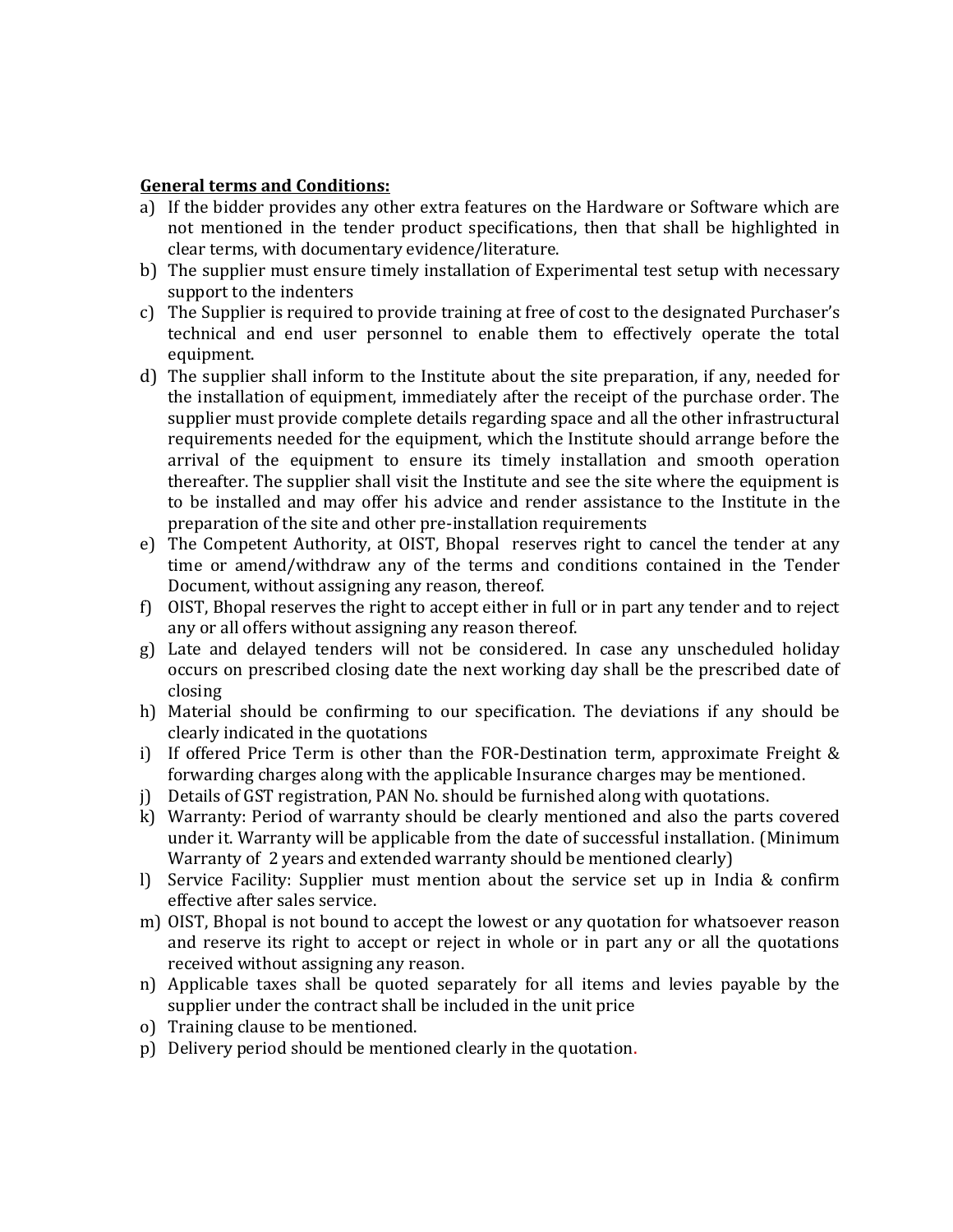**General terms and Conditions:**

a) If the bidder provides any other extra features on the Hardware or Software which are not mentioned in the tender product specifications, then that shall be highlighted in clear terms, with documentary evidence/literature.

b) The supplier must ensure timely installation of Experimental test setup with necessary support to the indenters

c) The Supplier is required to provide training at free of cost to the designated Purchaser's technical and end user personnel to enable them to effectively operate the total equipment.

d) The supplier shall inform to the Institute about the site preparation, if any, needed for the installation of equipment, immediately after the receipt of the purchase order. The supplier must provide complete details regarding space and all the other infrastructural requirements needed for the equipment, which the Institute should arrange before the arrival of the equipment to ensure its timely installation and smooth operation thereafter. The supplier shall visit the Institute and see the site where the equipment is to be installed and may offer his advice and render assistance to the Institute in the preparation of the site and other pre-installation requirements

e) The Competent Authority, at OIST, Bhopal reserves right to cancel the tender at any time or amend/withdraw any of the terms and conditions contained in the Tender Document, without assigning any reason, thereof.

f) OIST, Bhopal reserves the right to accept either in full or in part any tender and to reject any or all offers without assigning any reason thereof.

g) Late and delayed tenders will not be considered. In case any unscheduled holiday occurs on prescribed closing date the next working day shall be the prescribed date of closing

h) Material should be confirming to our specification. The deviations if any should be clearly indicated in the quotations

i) If offered Price Term is other than the FOR-Destination term, approximate Freight & forwarding charges along with the applicable Insurance charges may be mentioned.

j) Details of GST registration, PAN No. should be furnished along with quotations.

k) Warranty: Period of warranty should be clearly mentioned and also the parts covered under it. Warranty will be applicable from the date of successful installation. (Minimum Warranty of 2 years and extended warranty should be mentioned clearly)

l) Service Facility: Supplier must mention about the service set up in India & confirm effective after sales service.

m) OIST, Bhopal is not bound to accept the lowest or any quotation for whatsoever reason and reserve its right to accept or reject in whole or in part any or all the quotations received without assigning any reason.

n) Applicable taxes shall be quoted separately for all items and levies payable by the supplier under the contract shall be included in the unit price

o) Training clause to be mentioned.

p) Delivery period should be mentioned clearly in the quotation.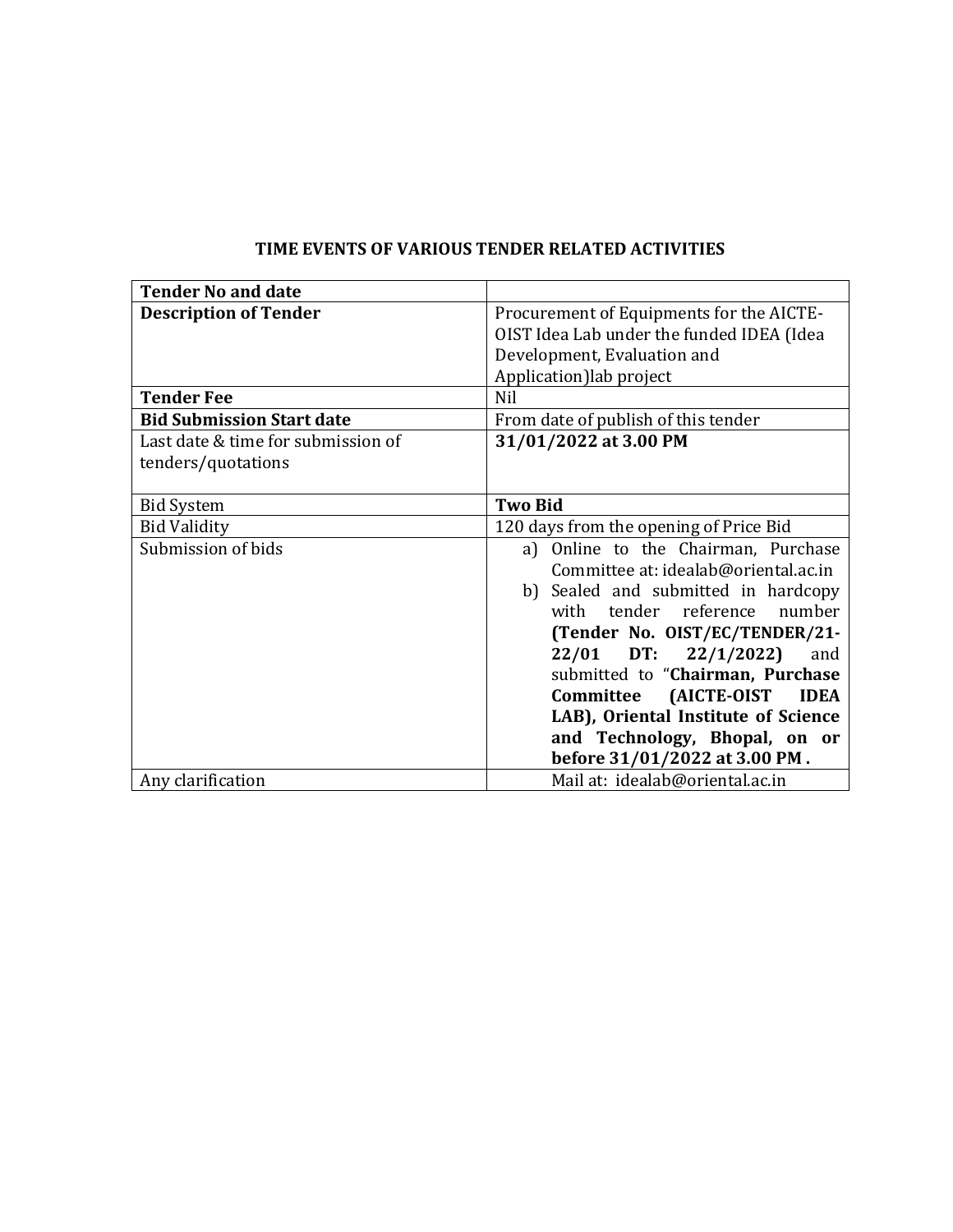## TIME EVENTS OF VARIOUS TENDER RELATED ACTIVITIES

| | |
|---|---|
| **Tender No and date** | |
| **Description of Tender** | Procurement of Equipments for the AICTE-OIST Idea Lab under the funded IDEA (Idea Development, Evaluation and Application)lab project |
| **Tender Fee** | Nil |
| **Bid Submission Start date** | From date of publish of this tender |
| Last date & time for submission of tenders/quotations | **31/01/2022 at 3.00 PM** |
| Bid System | **Two Bid** |
| Bid Validity | 120 days from the opening of Price Bid |
| Submission of bids | a) Online to the Chairman, Purchase Committee at: idealab@oriental.ac.in<br>b) Sealed and submitted in hardcopy with tender reference number **(Tender No. OIST/EC/TENDER/21-22/01 DT: 22/1/2022)** and submitted to "**Chairman, Purchase Committee (AICTE-OIST IDEA LAB), Oriental Institute of Science and Technology, Bhopal, on or before 31/01/2022 at 3.00 PM .** |
| Any clarification | Mail at: idealab@oriental.ac.in |